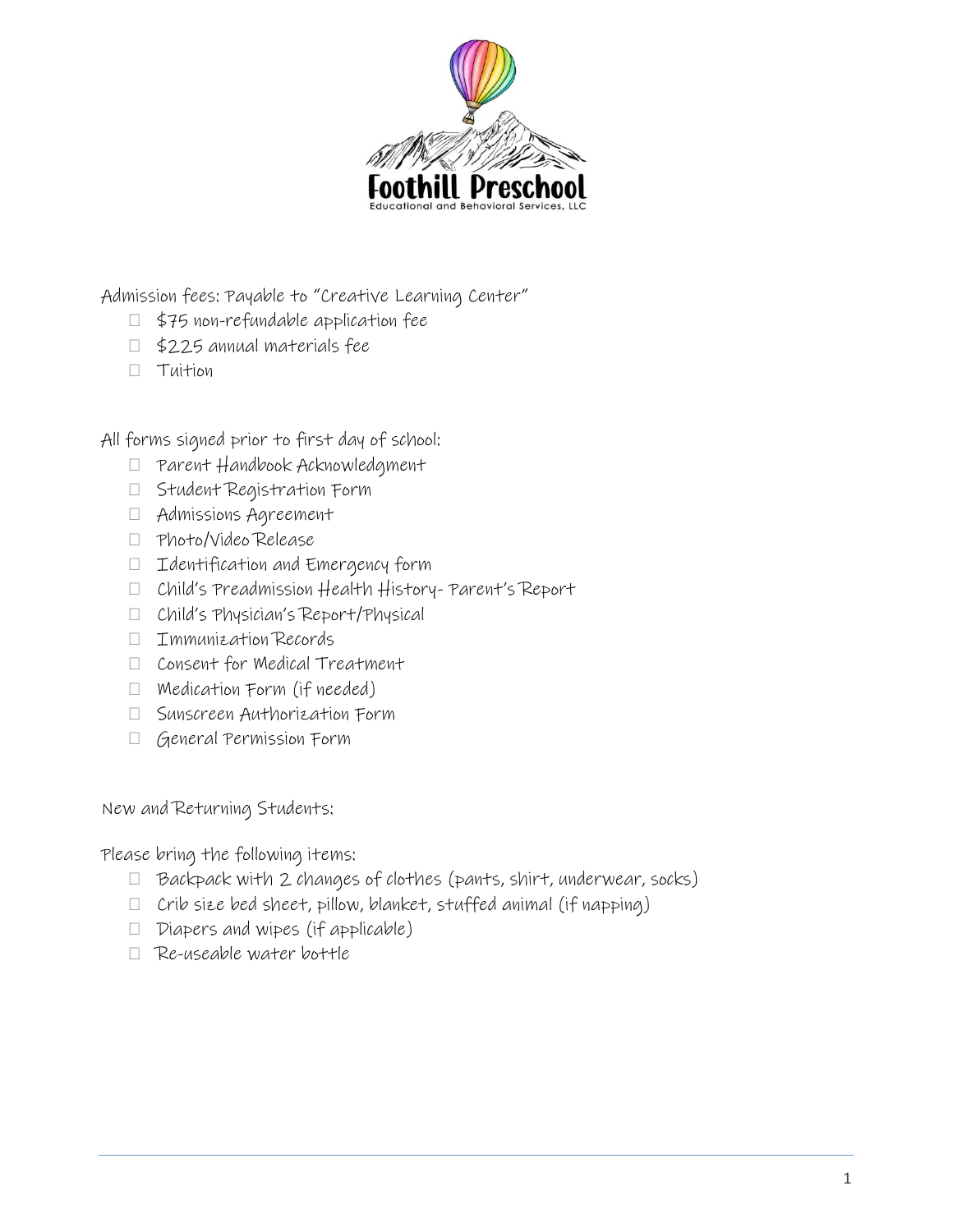Foothill Preschool

Educational and Behavioral Services, LLC

Admission fees: Payable to "Creative Learning Center"

- ☐ $75 non-refundable application fee
- ☐ $225 annual materials fee
- ☐ Tuition

All forms signed prior to first day of school:

- ☐ Parent Handbook Acknowledgment
- ☐ Student Registration Form
- ☐ Admissions Agreement
- ☐ Photo/Video Release
- ☐ Identification and Emergency form
- ☐ Child's Preadmission Health History- Parent's Report
- ☐ Child's Physician's Report/Physical
- ☐ Immunization Records
- ☐ Consent for Medical Treatment
- ☐ Medication Form (if needed)
- ☐ Sunscreen Authorization Form
- ☐ General Permission Form

New and Returning Students:

Please bring the following items:

- ☐ Backpack with 2 changes of clothes (pants, shirt, underwear, socks)
- ☐ Crib size bed sheet, pillow, blanket, stuffed animal (if napping)
- ☐ Diapers and wipes (if applicable)
- ☐ Re-useable water bottle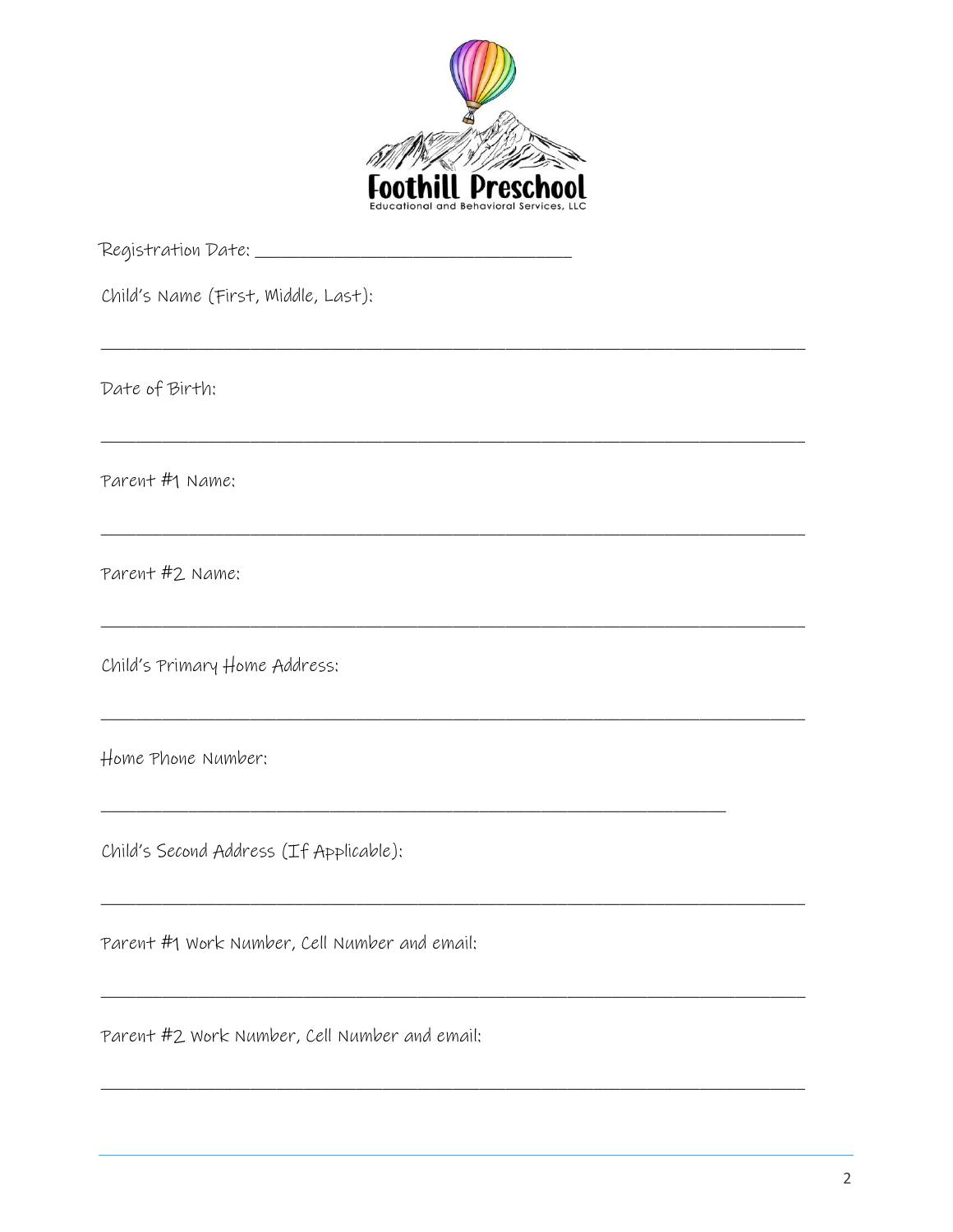Foothill Preschool
Educational and Behavioral Services, LLC

Registration Date: ______________________________

Child's Name (First, Middle, Last):

______________________________________________________________________

Date of Birth:

______________________________________________________________________

Parent #1 Name:

______________________________________________________________________

Parent #2 Name:

______________________________________________________________________

Child's Primary Home Address:

______________________________________________________________________

Home Phone Number:

______________________________________________________________

Child's Second Address (If Applicable):

______________________________________________________________________

Parent #1 Work Number, Cell Number and email:

______________________________________________________________________

Parent #2 Work Number, Cell Number and email:

______________________________________________________________________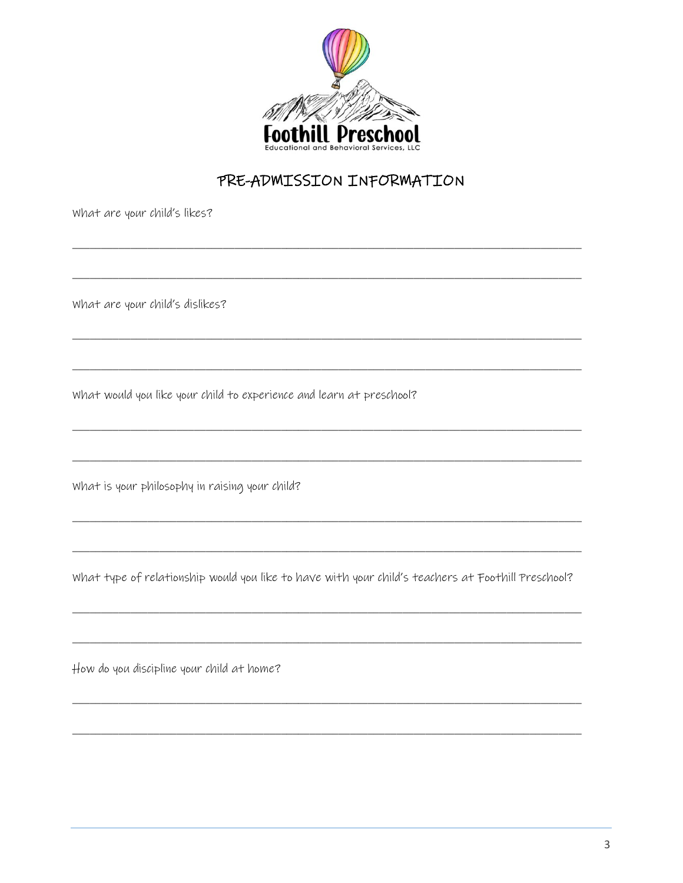Foothill Preschool

Educational and Behavioral Services, LLC

# PRE-ADMISSION INFORMATION

What are your child's likes?

\_\_\_\_\_\_\_\_\_\_\_\_\_\_\_\_\_\_\_\_\_\_\_\_\_\_\_\_\_\_\_\_\_\_\_\_\_\_\_\_\_\_\_\_\_\_\_\_\_\_\_\_\_\_\_\_\_\_\_\_\_\_\_\_\_\_\_\_\_\_\_\_\_\_\_\_

\_\_\_\_\_\_\_\_\_\_\_\_\_\_\_\_\_\_\_\_\_\_\_\_\_\_\_\_\_\_\_\_\_\_\_\_\_\_\_\_\_\_\_\_\_\_\_\_\_\_\_\_\_\_\_\_\_\_\_\_\_\_\_\_\_\_\_\_\_\_\_\_\_\_\_\_

What are your child's dislikes?

\_\_\_\_\_\_\_\_\_\_\_\_\_\_\_\_\_\_\_\_\_\_\_\_\_\_\_\_\_\_\_\_\_\_\_\_\_\_\_\_\_\_\_\_\_\_\_\_\_\_\_\_\_\_\_\_\_\_\_\_\_\_\_\_\_\_\_\_\_\_\_\_\_\_\_\_

\_\_\_\_\_\_\_\_\_\_\_\_\_\_\_\_\_\_\_\_\_\_\_\_\_\_\_\_\_\_\_\_\_\_\_\_\_\_\_\_\_\_\_\_\_\_\_\_\_\_\_\_\_\_\_\_\_\_\_\_\_\_\_\_\_\_\_\_\_\_\_\_\_\_\_\_

What would you like your child to experience and learn at preschool?

\_\_\_\_\_\_\_\_\_\_\_\_\_\_\_\_\_\_\_\_\_\_\_\_\_\_\_\_\_\_\_\_\_\_\_\_\_\_\_\_\_\_\_\_\_\_\_\_\_\_\_\_\_\_\_\_\_\_\_\_\_\_\_\_\_\_\_\_\_\_\_\_\_\_\_\_

\_\_\_\_\_\_\_\_\_\_\_\_\_\_\_\_\_\_\_\_\_\_\_\_\_\_\_\_\_\_\_\_\_\_\_\_\_\_\_\_\_\_\_\_\_\_\_\_\_\_\_\_\_\_\_\_\_\_\_\_\_\_\_\_\_\_\_\_\_\_\_\_\_\_\_\_

What is your philosophy in raising your child?

\_\_\_\_\_\_\_\_\_\_\_\_\_\_\_\_\_\_\_\_\_\_\_\_\_\_\_\_\_\_\_\_\_\_\_\_\_\_\_\_\_\_\_\_\_\_\_\_\_\_\_\_\_\_\_\_\_\_\_\_\_\_\_\_\_\_\_\_\_\_\_\_\_\_\_\_

\_\_\_\_\_\_\_\_\_\_\_\_\_\_\_\_\_\_\_\_\_\_\_\_\_\_\_\_\_\_\_\_\_\_\_\_\_\_\_\_\_\_\_\_\_\_\_\_\_\_\_\_\_\_\_\_\_\_\_\_\_\_\_\_\_\_\_\_\_\_\_\_\_\_\_\_

What type of relationship would you like to have with your child's teachers at Foothill Preschool?

\_\_\_\_\_\_\_\_\_\_\_\_\_\_\_\_\_\_\_\_\_\_\_\_\_\_\_\_\_\_\_\_\_\_\_\_\_\_\_\_\_\_\_\_\_\_\_\_\_\_\_\_\_\_\_\_\_\_\_\_\_\_\_\_\_\_\_\_\_\_\_\_\_\_\_\_

\_\_\_\_\_\_\_\_\_\_\_\_\_\_\_\_\_\_\_\_\_\_\_\_\_\_\_\_\_\_\_\_\_\_\_\_\_\_\_\_\_\_\_\_\_\_\_\_\_\_\_\_\_\_\_\_\_\_\_\_\_\_\_\_\_\_\_\_\_\_\_\_\_\_\_\_

How do you discipline your child at home?

\_\_\_\_\_\_\_\_\_\_\_\_\_\_\_\_\_\_\_\_\_\_\_\_\_\_\_\_\_\_\_\_\_\_\_\_\_\_\_\_\_\_\_\_\_\_\_\_\_\_\_\_\_\_\_\_\_\_\_\_\_\_\_\_\_\_\_\_\_\_\_\_\_\_\_\_

\_\_\_\_\_\_\_\_\_\_\_\_\_\_\_\_\_\_\_\_\_\_\_\_\_\_\_\_\_\_\_\_\_\_\_\_\_\_\_\_\_\_\_\_\_\_\_\_\_\_\_\_\_\_\_\_\_\_\_\_\_\_\_\_\_\_\_\_\_\_\_\_\_\_\_\_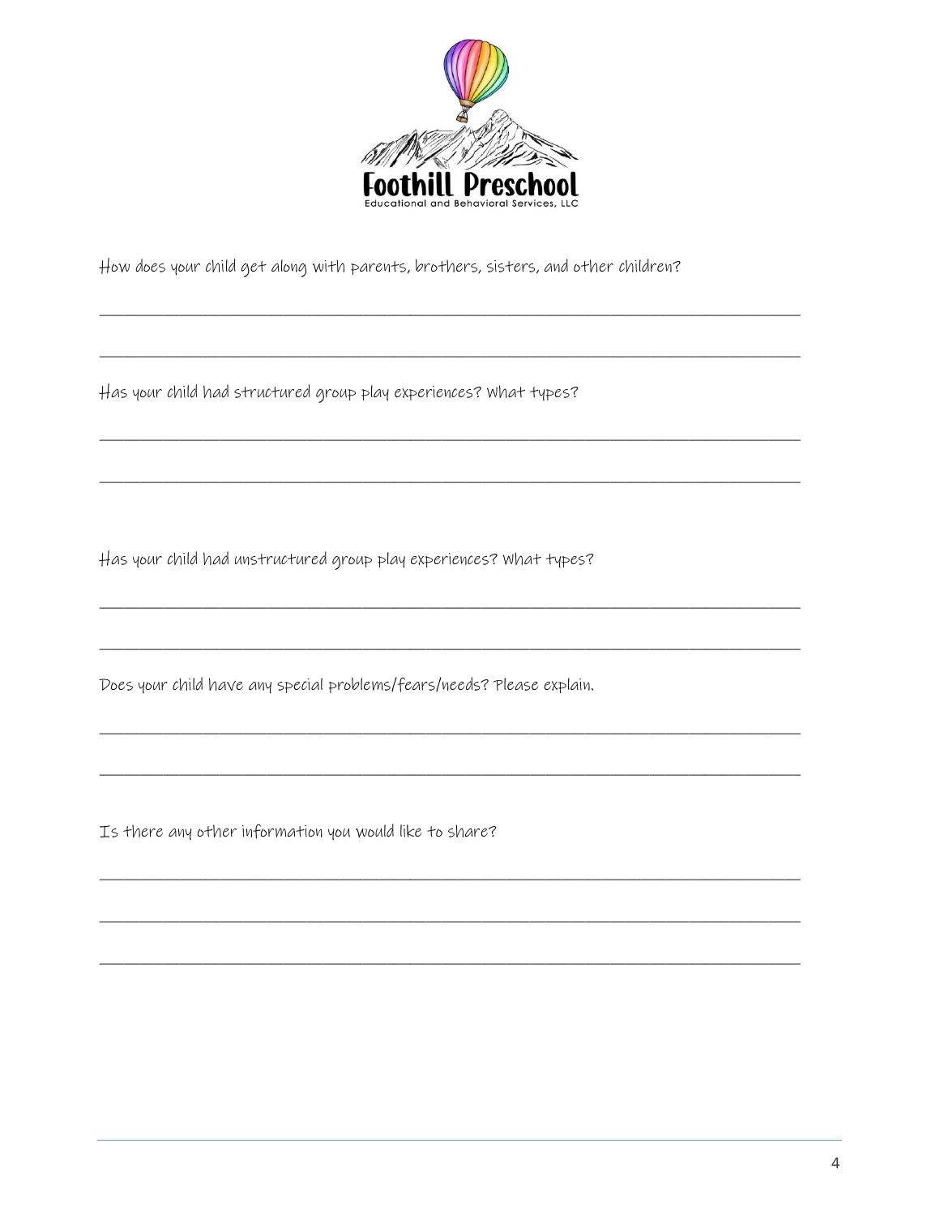Foothill Preschool
Educational and Behavioral Services, LLC

How does your child get along with parents, brothers, sisters, and other children?

_______________________________________________________________________________

_______________________________________________________________________________

Has your child had structured group play experiences? What types?

_______________________________________________________________________________

_______________________________________________________________________________

Has your child had unstructured group play experiences? What types?

_______________________________________________________________________________

_______________________________________________________________________________

Does your child have any special problems/fears/needs? Please explain.

_______________________________________________________________________________

_______________________________________________________________________________

Is there any other information you would like to share?

_______________________________________________________________________________

_______________________________________________________________________________

_______________________________________________________________________________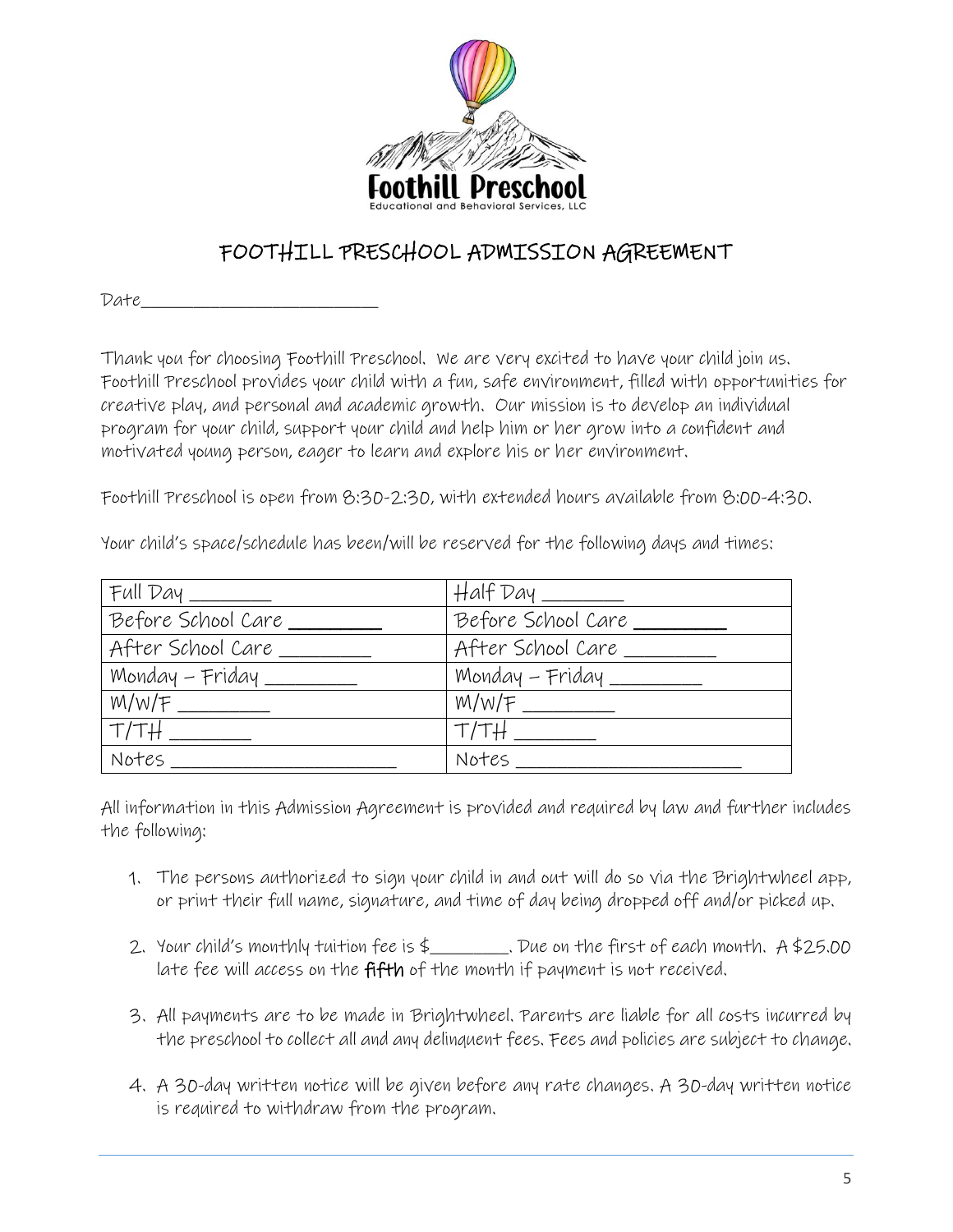# FOOTHILL PRESCHOOL ADMISSION AGREEMENT

Date___________________________

Thank you for choosing Foothill Preschool. We are very excited to have your child join us. Foothill Preschool provides your child with a fun, safe environment, filled with opportunities for creative play, and personal and academic growth. Our mission is to develop an individual program for your child, support your child and help him or her grow into a confident and motivated young person, eager to learn and explore his or her environment.

Foothill Preschool is open from 8:30-2:30, with extended hours available from 8:00-4:30.

Your child's space/schedule has been/will be reserved for the following days and times:

| Full Day ________ | Half Day ________ |
|---|---|
| Before School Care ________ | Before School Care ________ |
| After School Care ________ | After School Care ________ |
| Monday – Friday ________ | Monday – Friday ________ |
| M/W/F ________ | M/W/F ________ |
| T/TH ________ | T/TH ________ |
| Notes ______________________ | Notes ______________________ |

All information in this Admission Agreement is provided and required by law and further includes the following:

1. The persons authorized to sign your child in and out will do so via the Brightwheel app, or print their full name, signature, and time of day being dropped off and/or picked up.

2. Your child's monthly tuition fee is $_________. Due on the first of each month. A $25.00 late fee will access on the **fifth** of the month if payment is not received.

3. All payments are to be made in Brightwheel. Parents are liable for all costs incurred by the preschool to collect all and any delinquent fees. Fees and policies are subject to change.

4. A 30-day written notice will be given before any rate changes. A 30-day written notice is required to withdraw from the program.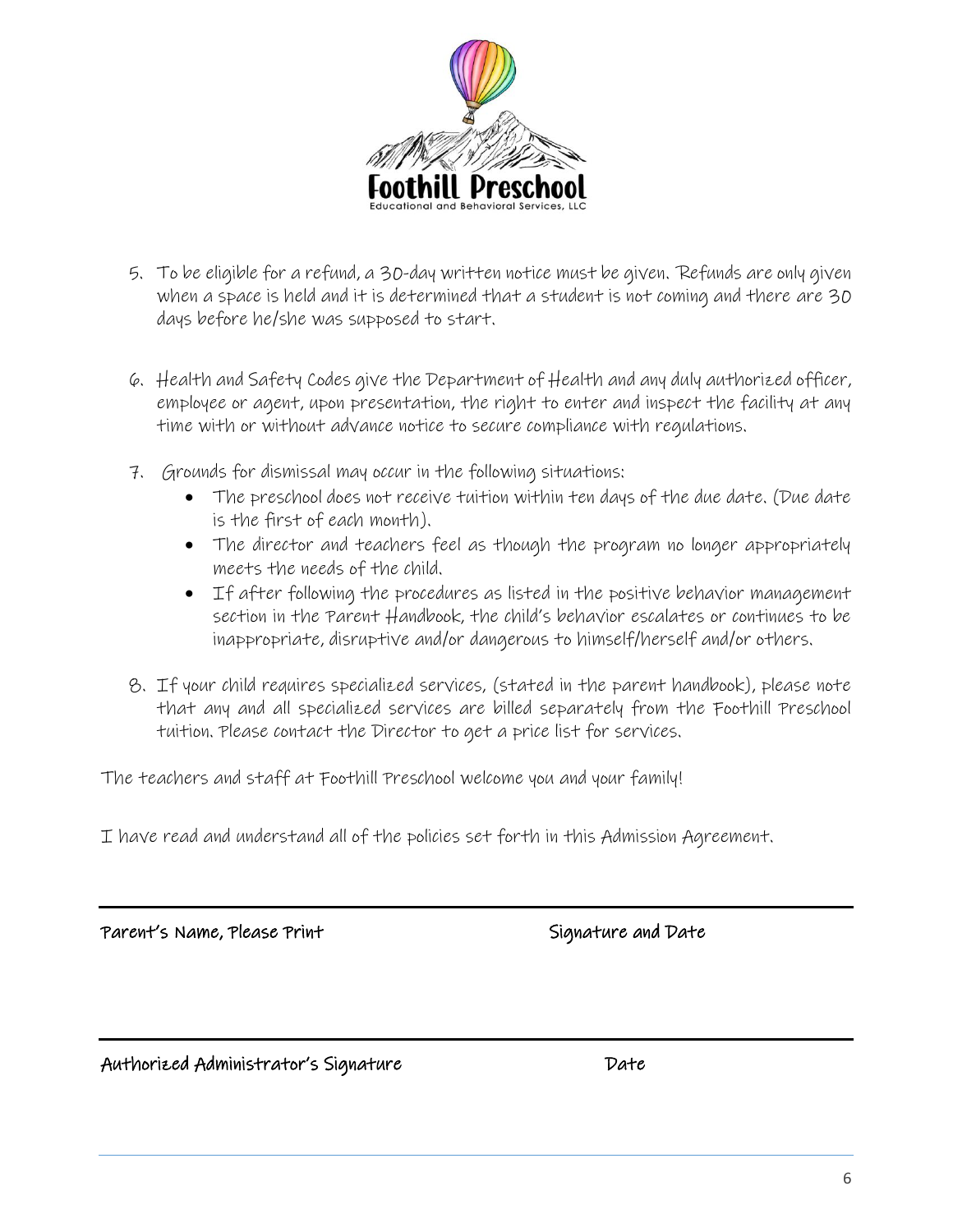5. To be eligible for a refund, a 30-day written notice must be given. Refunds are only given when a space is held and it is determined that a student is not coming and there are 30 days before he/she was supposed to start.

6. Health and Safety Codes give the Department of Health and any duly authorized officer, employee or agent, upon presentation, the right to enter and inspect the facility at any time with or without advance notice to secure compliance with regulations.

7. Grounds for dismissal may occur in the following situations:
   - The preschool does not receive tuition within ten days of the due date. (Due date is the first of each month).
   - The director and teachers feel as though the program no longer appropriately meets the needs of the child.
   - If after following the procedures as listed in the positive behavior management section in the Parent Handbook, the child's behavior escalates or continues to be inappropriate, disruptive and/or dangerous to himself/herself and/or others.

8. If your child requires specialized services, (stated in the parent handbook), please note that any and all specialized services are billed separately from the Foothill Preschool tuition. Please contact the Director to get a price list for services.

The teachers and staff at Foothill Preschool welcome you and your family!

I have read and understand all of the policies set forth in this Admission Agreement.

______________________________________________________________________

**Parent's Name, Please Print** **Signature and Date**

______________________________________________________________________

**Authorized Administrator's Signature** **Date**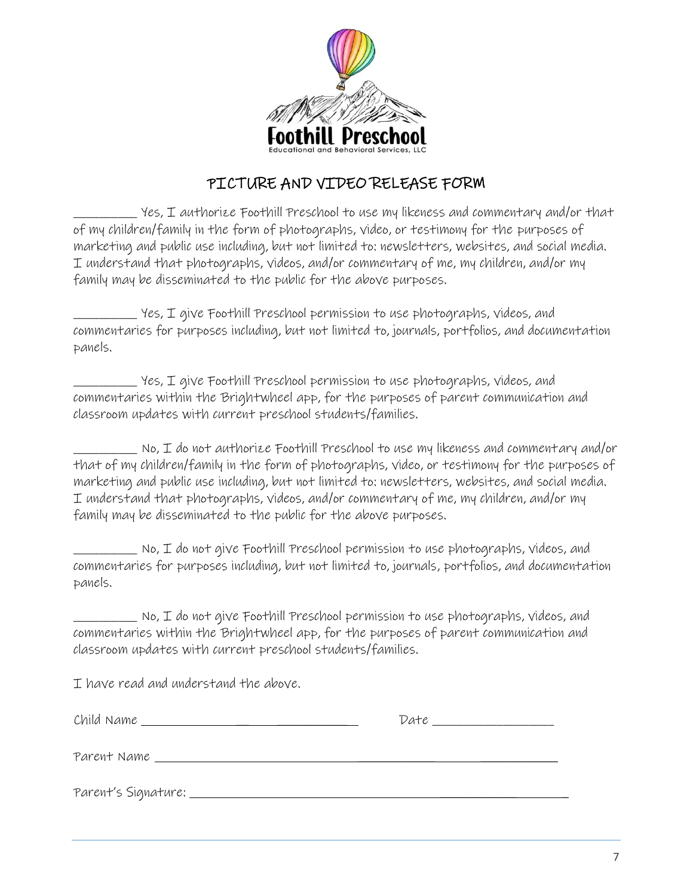Foothill Preschool
Educational and Behavioral Services, LLC

## PICTURE AND VIDEO RELEASE FORM

_________ Yes, I authorize Foothill Preschool to use my likeness and commentary and/or that of my children/family in the form of photographs, video, or testimony for the purposes of marketing and public use including, but not limited to: newsletters, websites, and social media. I understand that photographs, videos, and/or commentary of me, my children, and/or my family may be disseminated to the public for the above purposes.

_________ Yes, I give Foothill Preschool permission to use photographs, videos, and commentaries for purposes including, but not limited to, journals, portfolios, and documentation panels.

_________ Yes, I give Foothill Preschool permission to use photographs, videos, and commentaries within the Brightwheel app, for the purposes of parent communication and classroom updates with current preschool students/families.

_________ No, I do not authorize Foothill Preschool to use my likeness and commentary and/or that of my children/family in the form of photographs, video, or testimony for the purposes of marketing and public use including, but not limited to: newsletters, websites, and social media. I understand that photographs, videos, and/or commentary of me, my children, and/or my family may be disseminated to the public for the above purposes.

_________ No, I do not give Foothill Preschool permission to use photographs, videos, and commentaries for purposes including, but not limited to, journals, portfolios, and documentation panels.

_________ No, I do not give Foothill Preschool permission to use photographs, videos, and commentaries within the Brightwheel app, for the purposes of parent communication and classroom updates with current preschool students/families.

I have read and understand the above.

Child Name ______________________________ Date ________________

Parent Name ______________________________________________________

Parent's Signature: __________________________________________________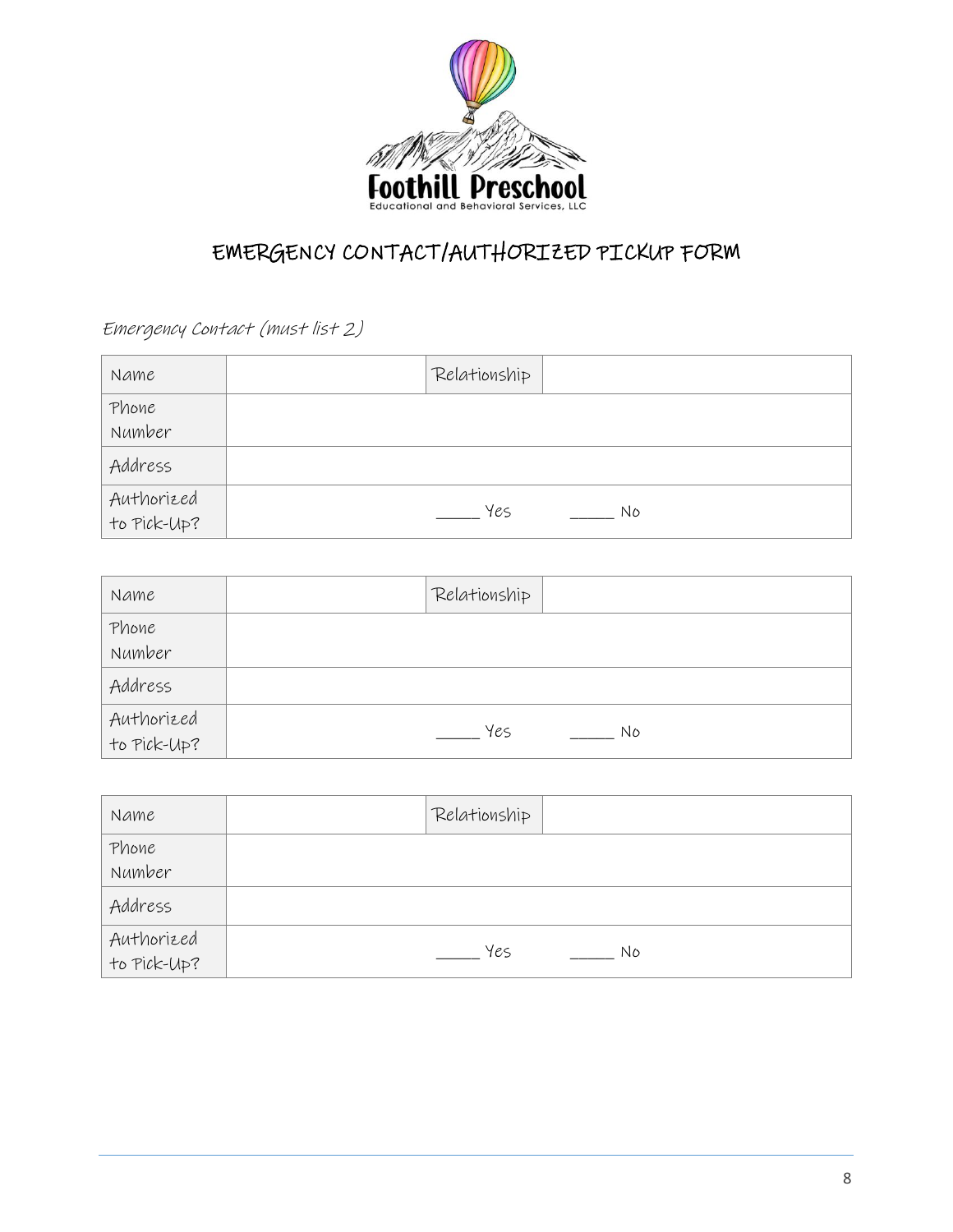Foothill Preschool

Educational and Behavioral Services, LLC

# EMERGENCY CONTACT/AUTHORIZED PICKUP FORM

*Emergency Contact (must list 2)*

| Name | | Relationship | |
|---|---|---|---|
| Phone Number | | | |
| Address | | | |
| Authorized to Pick-Up? | _____ Yes _____ No | | |

| Name | | Relationship | |
|---|---|---|---|
| Phone Number | | | |
| Address | | | |
| Authorized to Pick-Up? | _____ Yes _____ No | | |

| Name | | Relationship | |
|---|---|---|---|
| Phone Number | | | |
| Address | | | |
| Authorized to Pick-Up? | _____ Yes _____ No | | |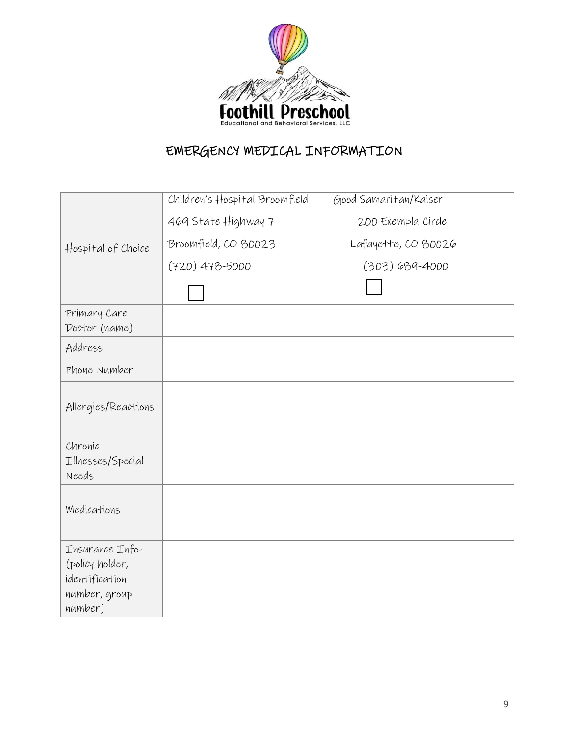Foothill Preschool
Educational and Behavioral Services, LLC

# EMERGENCY MEDICAL INFORMATION

| | | |
|---|---|---|
| Hospital of Choice | Children's Hospital Broomfield<br>469 State Highway 7<br>Broomfield, CO 80023<br>(720) 478-5000<br>☐ | Good Samaritan/Kaiser<br>200 Exempla Circle<br>Lafayette, CO 80026<br>(303) 689-4000<br>☐ |
| Primary Care Doctor (name) | | |
| Address | | |
| Phone Number | | |
| Allergies/Reactions | | |
| Chronic Illnesses/Special Needs | | |
| Medications | | |
| Insurance Info- (policy holder, identification number, group number) | | |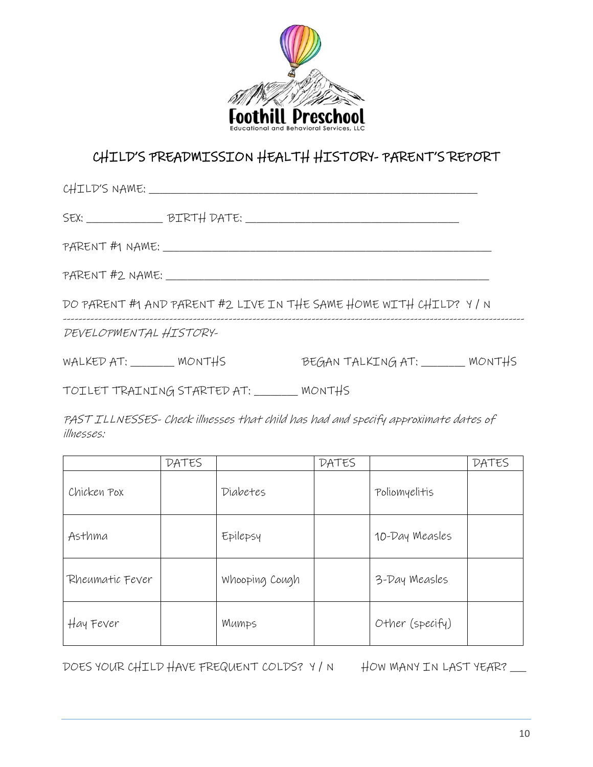Foothill Preschool

Educational and Behavioral Services, LLC

# CHILD'S PREADMISSION HEALTH HISTORY- PARENT'S REPORT

CHILD'S NAME: ___________________________________________________________

SEX: _____________ BIRTH DATE: ___________________________________

PARENT #1 NAME: _______________________________________________________

PARENT #2 NAME: _______________________________________________________

DO PARENT #1 AND PARENT #2 LIVE IN THE SAME HOME WITH CHILD? Y / N

---

*DEVELOPMENTAL HISTORY-*

WALKED AT: _______ MONTHS BEGAN TALKING AT: _______ MONTHS

TOILET TRAINING STARTED AT: _______ MONTHS

*PAST ILLNESSES- Check illnesses that child has had and specify approximate dates of illnesses:*

| | DATES | | DATES | | DATES |
|---|---|---|---|---|---|
| Chicken Pox | | Diabetes | | Poliomyelitis | |
| Asthma | | Epilepsy | | 10-Day Measles | |
| Rheumatic Fever | | Whooping Cough | | 3-Day Measles | |
| Hay Fever | | Mumps | | Other (specify) | |

DOES YOUR CHILD HAVE FREQUENT COLDS? Y / N HOW MANY IN LAST YEAR? ___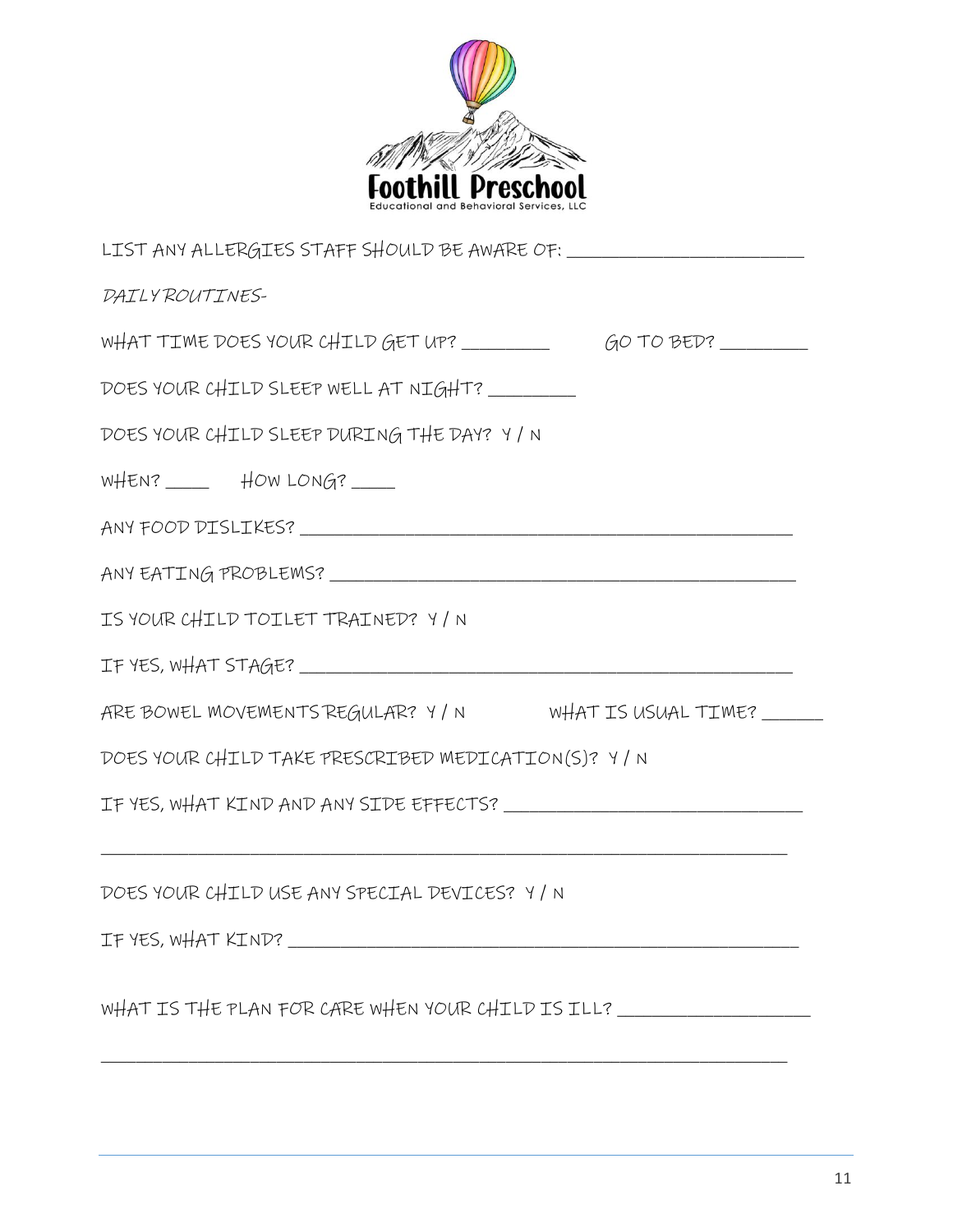Foothill Preschool

Educational and Behavioral Services, LLC

LIST ANY ALLERGIES STAFF SHOULD BE AWARE OF: ___________________________

*DAILY ROUTINES-*

WHAT TIME DOES YOUR CHILD GET UP? __________ GO TO BED? __________

DOES YOUR CHILD SLEEP WELL AT NIGHT? __________

DOES YOUR CHILD SLEEP DURING THE DAY? Y / N

WHEN? _____ HOW LONG? _____

ANY FOOD DISLIKES? ______________________________________________________

ANY EATING PROBLEMS? ___________________________________________________

IS YOUR CHILD TOILET TRAINED? Y / N

IF YES, WHAT STAGE? ______________________________________________________

ARE BOWEL MOVEMENTS REGULAR? Y / N WHAT IS USUAL TIME? _______

DOES YOUR CHILD TAKE PRESCRIBED MEDICATION(S)? Y / N

IF YES, WHAT KIND AND ANY SIDE EFFECTS? __________________________________

_____________________________________________________________________________

DOES YOUR CHILD USE ANY SPECIAL DEVICES? Y / N

IF YES, WHAT KIND? _________________________________________________________

WHAT IS THE PLAN FOR CARE WHEN YOUR CHILD IS ILL? ______________________

_____________________________________________________________________________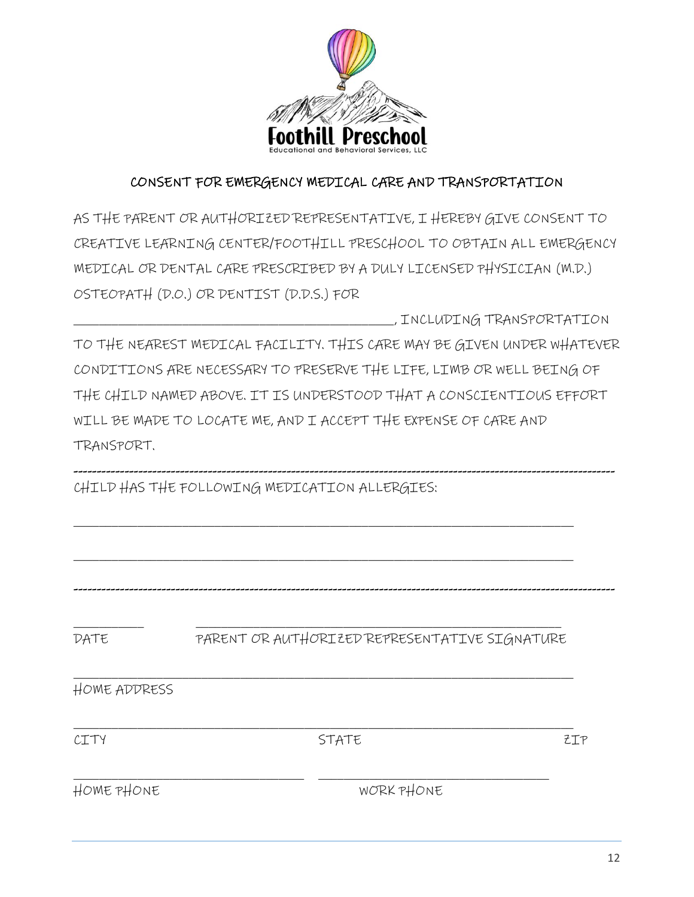Foothill Preschool
Educational and Behavioral Services, LLC

## CONSENT FOR EMERGENCY MEDICAL CARE AND TRANSPORTATION

AS THE PARENT OR AUTHORIZED REPRESENTATIVE, I HEREBY GIVE CONSENT TO CREATIVE LEARNING CENTER/FOOTHILL PRESCHOOL TO OBTAIN ALL EMERGENCY MEDICAL OR DENTAL CARE PRESCRIBED BY A DULY LICENSED PHYSICIAN (M.D.) OSTEOPATH (D.O.) OR DENTIST (D.D.S.) FOR ______________________________________________, INCLUDING TRANSPORTATION TO THE NEAREST MEDICAL FACILITY. THIS CARE MAY BE GIVEN UNDER WHATEVER CONDITIONS ARE NECESSARY TO PRESERVE THE LIFE, LIMB OR WELL BEING OF THE CHILD NAMED ABOVE. IT IS UNDERSTOOD THAT A CONSCIENTIOUS EFFORT WILL BE MADE TO LOCATE ME, AND I ACCEPT THE EXPENSE OF CARE AND TRANSPORT.

---

CHILD HAS THE FOLLOWING MEDICATION ALLERGIES:

______________________________________________________________________________

______________________________________________________________________________

---

__________ ________________________________________________________

DATE PARENT OR AUTHORIZED REPRESENTATIVE SIGNATURE

______________________________________________________________________________

HOME ADDRESS

______________________________________________________________________________

CITY STATE ZIP

____________________________________ ____________________________________

HOME PHONE WORK PHONE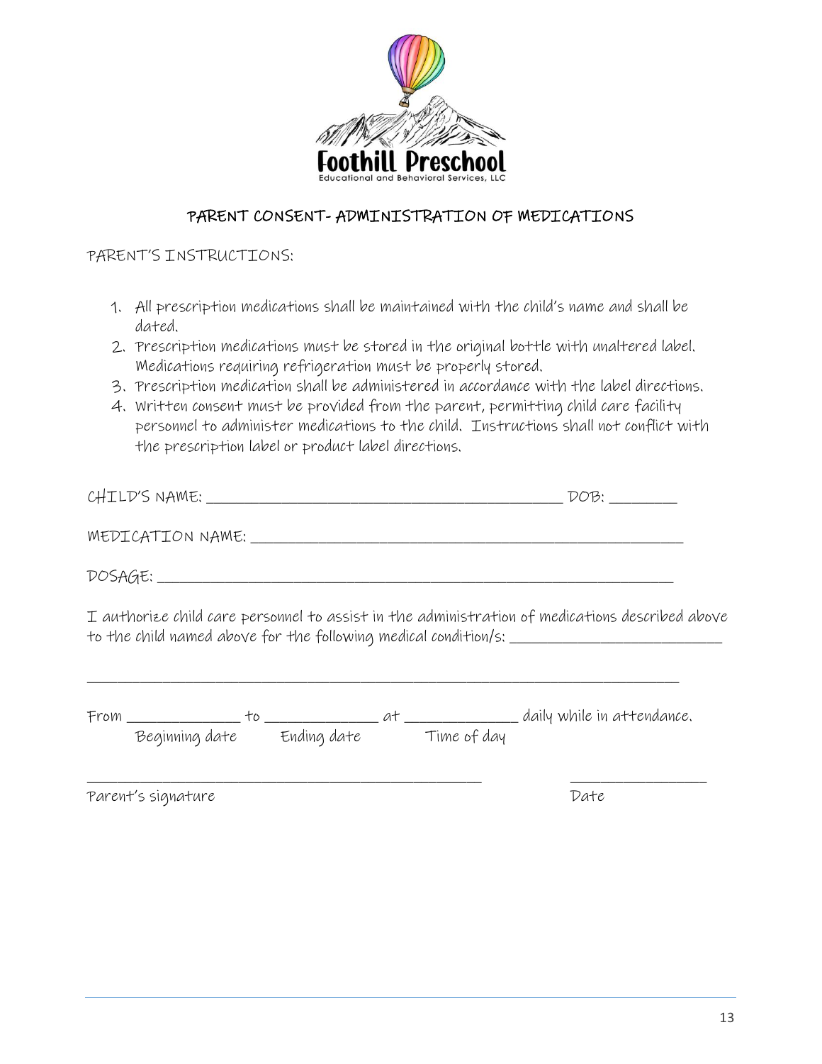Foothill Preschool

Educational and Behavioral Services, LLC

## PARENT CONSENT- ADMINISTRATION OF MEDICATIONS

PARENT'S INSTRUCTIONS:

1. All prescription medications shall be maintained with the child's name and shall be dated.
2. Prescription medications must be stored in the original bottle with unaltered label. Medications requiring refrigeration must be properly stored.
3. Prescription medication shall be administered in accordance with the label directions.
4. Written consent must be provided from the parent, permitting child care facility personnel to administer medications to the child. Instructions shall not conflict with the prescription label or product label directions.

CHILD'S NAME: ______________________________________________ DOB: _________

MEDICATION NAME: ________________________________________________________

DOSAGE: _______________________________________________________________

I authorize child care personnel to assist in the administration of medications described above to the child named above for the following medical condition/s: ___________________________

______________________________________________________________________________

From _______________ to _______________ at _______________ daily while in attendance.
Beginning date Ending date Time of day

___________________________________________________ __________________

Parent's signature Date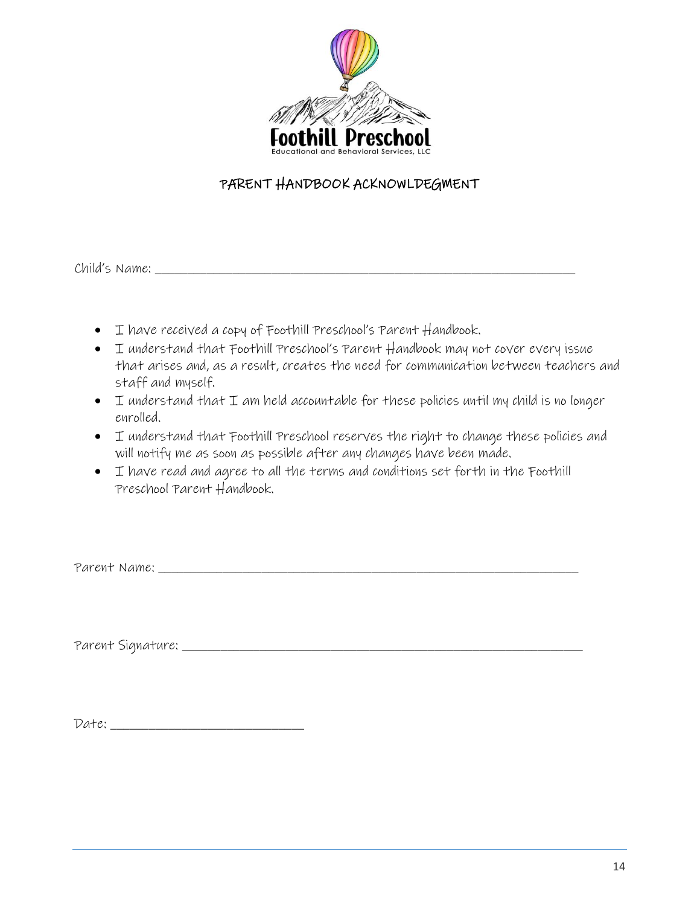Foothill Preschool

Educational and Behavioral Services, LLC

## PARENT HANDBOOK ACKNOWLDEGMENT

Child's Name: ______________________________________________________________

- I have received a copy of Foothill Preschool's Parent Handbook.
- I understand that Foothill Preschool's Parent Handbook may not cover every issue that arises and, as a result, creates the need for communication between teachers and staff and myself.
- I understand that I am held accountable for these policies until my child is no longer enrolled.
- I understand that Foothill Preschool reserves the right to change these policies and will notify me as soon as possible after any changes have been made.
- I have read and agree to all the terms and conditions set forth in the Foothill Preschool Parent Handbook.

Parent Name: ______________________________________________________________

Parent Signature: ___________________________________________________________

Date: ____________________________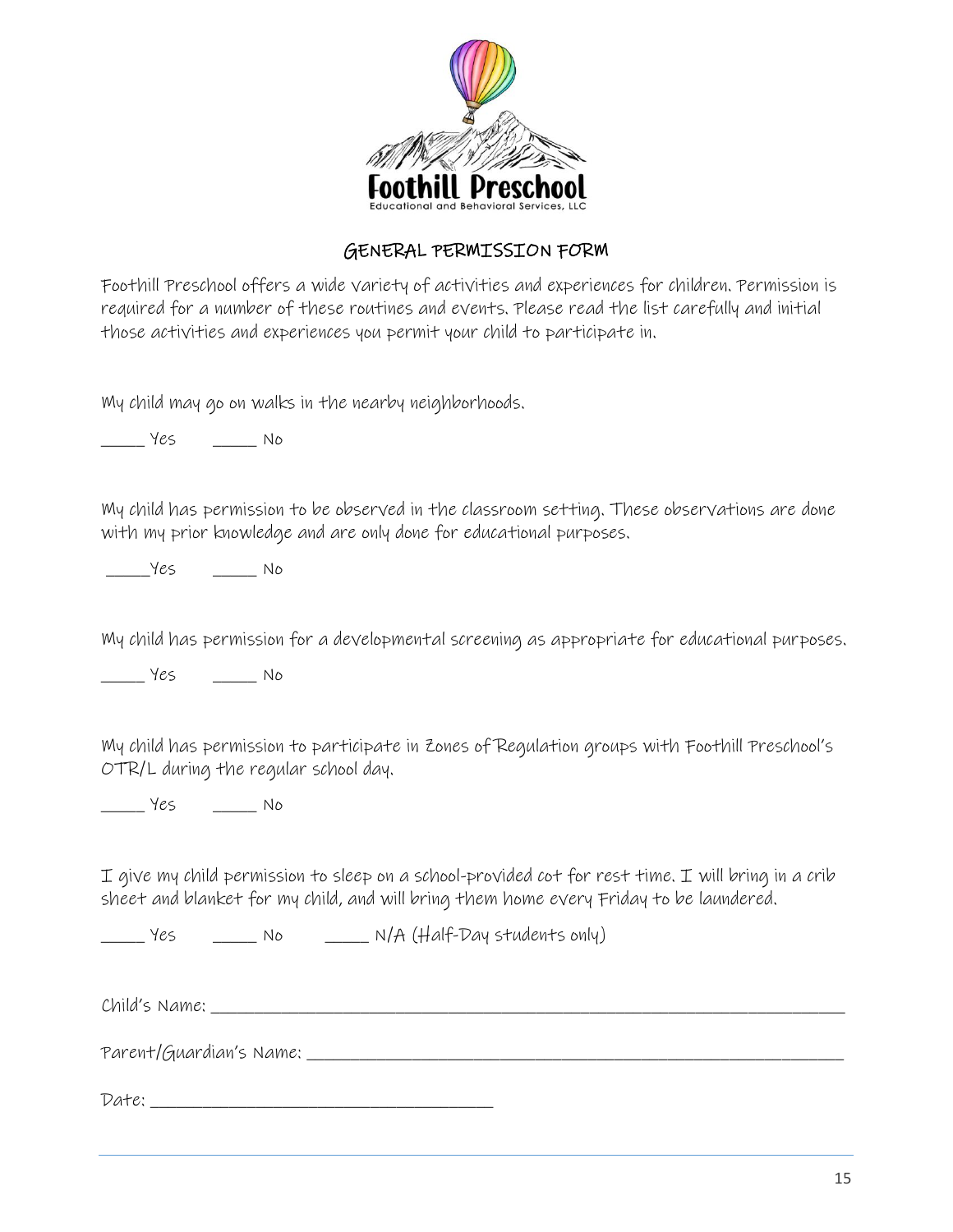Foothill Preschool
Educational and Behavioral Services, LLC

## GENERAL PERMISSION FORM

Foothill Preschool offers a wide variety of activities and experiences for children. Permission is required for a number of these routines and events. Please read the list carefully and initial those activities and experiences you permit your child to participate in.

My child may go on walks in the nearby neighborhoods.

_____ Yes     _____ No

My child has permission to be observed in the classroom setting. These observations are done with my prior knowledge and are only done for educational purposes.

_____Yes     _____ No

My child has permission for a developmental screening as appropriate for educational purposes.

_____ Yes     _____ No

My child has permission to participate in Zones of Regulation groups with Foothill Preschool's OTR/L during the regular school day.

_____ Yes     _____ No

I give my child permission to sleep on a school-provided cot for rest time. I will bring in a crib sheet and blanket for my child, and will bring them home every Friday to be laundered.

_____ Yes     _____ No     _____ N/A (Half-Day students only)

Child's Name: ______________________________________________________________________

Parent/Guardian's Name: ______________________________________________________________

Date: ____________________________________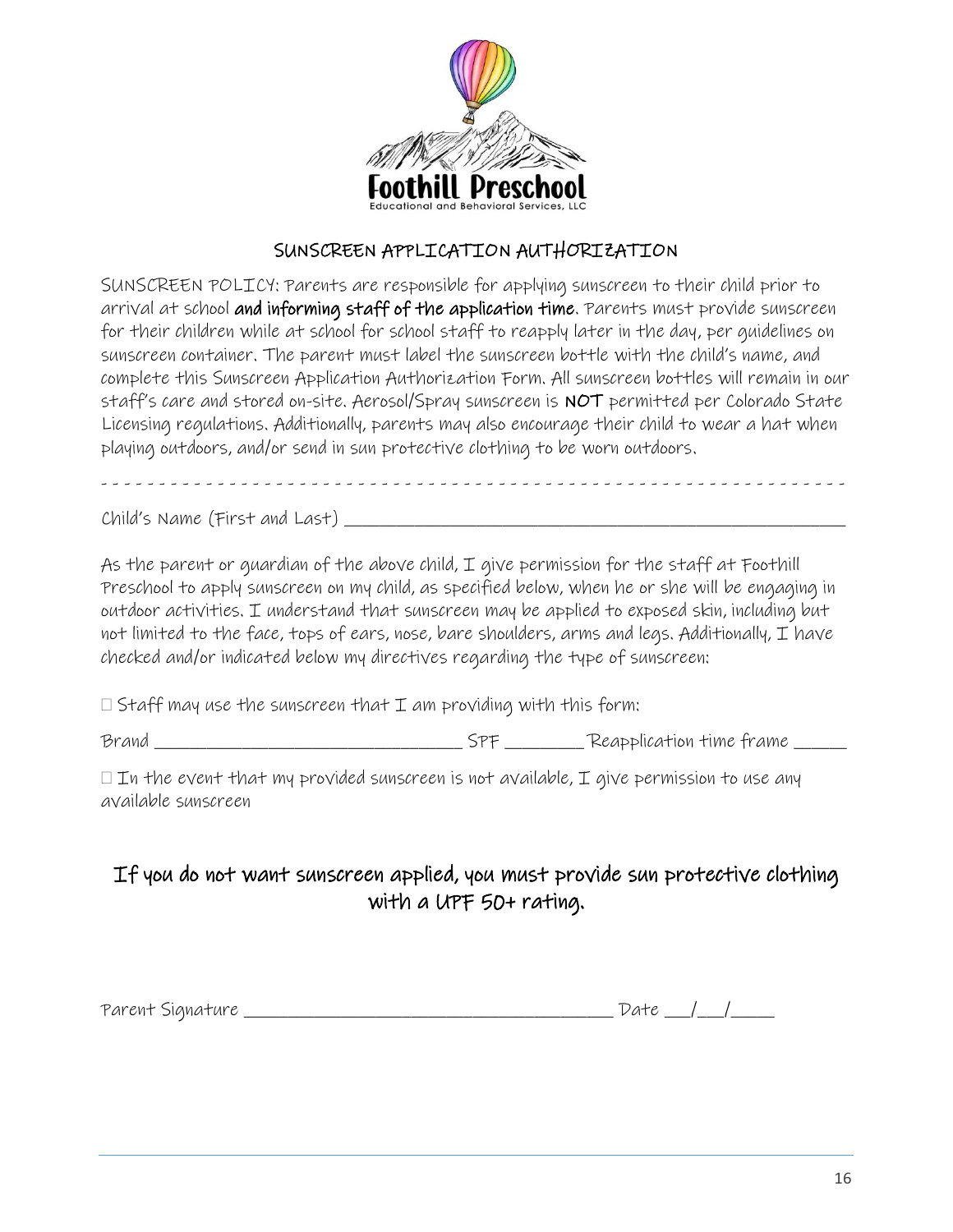Foothill Preschool

Educational and Behavioral Services, LLC

## SUNSCREEN APPLICATION AUTHORIZATION

SUNSCREEN POLICY: Parents are responsible for applying sunscreen to their child prior to arrival at school **and informing staff of the application time.** Parents must provide sunscreen for their children while at school for school staff to reapply later in the day, per guidelines on sunscreen container. The parent must label the sunscreen bottle with the child's name, and complete this Sunscreen Application Authorization Form. All sunscreen bottles will remain in our staff's care and stored on-site. Aerosol/Spray sunscreen is **NOT** permitted per Colorado State Licensing regulations. Additionally, parents may also encourage their child to wear a hat when playing outdoors, and/or send in sun protective clothing to be worn outdoors.

- - - - - - - - - - - - - - - - - - - - - - - - - - - - - - - - - - - - - - - - - - - - - - - - - - - - - - - - - - - -

Child's Name (First and Last) ______________________________________________________

As the parent or guardian of the above child, I give permission for the staff at Foothill Preschool to apply sunscreen on my child, as specified below, when he or she will be engaging in outdoor activities. I understand that sunscreen may be applied to exposed skin, including but not limited to the face, tops of ears, nose, bare shoulders, arms and legs. Additionally, I have checked and/or indicated below my directives regarding the type of sunscreen:

☐ Staff may use the sunscreen that I am providing with this form:

Brand ______________________________ SPF ________ Reapplication time frame ______

☐ In the event that my provided sunscreen is not available, I give permission to use any available sunscreen

**If you do not want sunscreen applied, you must provide sun protective clothing with a UPF 50+ rating.**

Parent Signature ____________________________________ Date ___/___/_____